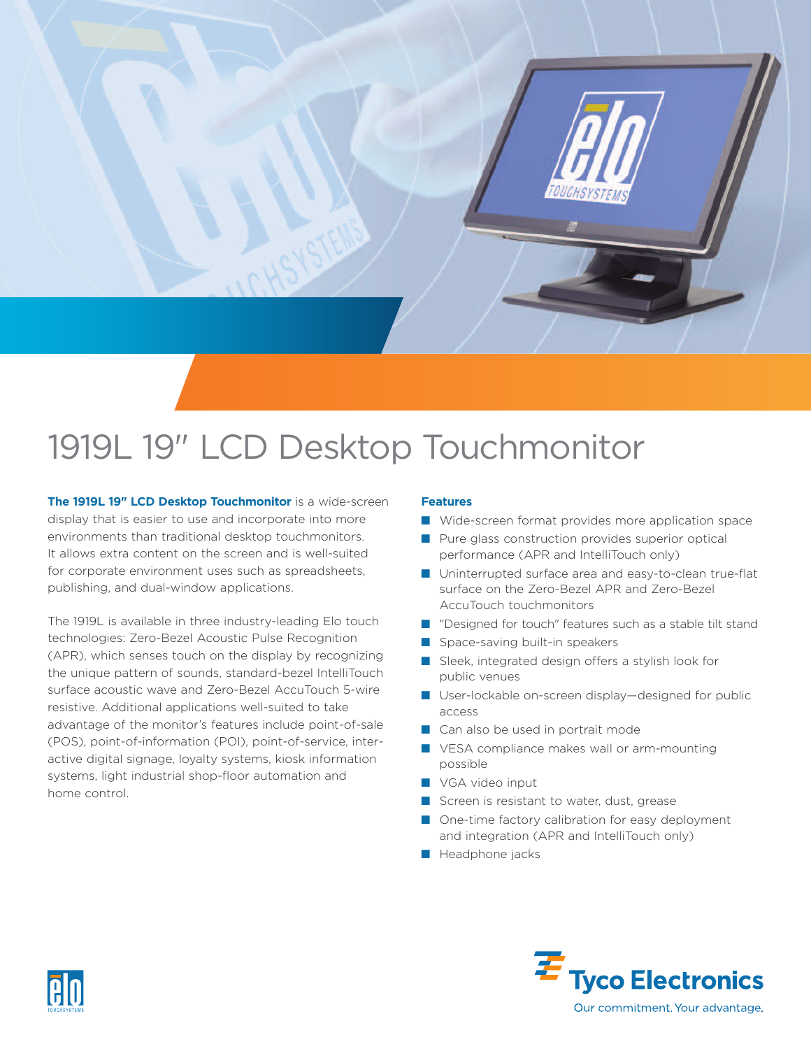# 1919L 19" LCD Desktop Touchmonitor

**The 1919L 19" LCD Desktop Touchmonitor** is a wide-screen display that is easier to use and incorporate into more environments than traditional desktop touchmonitors. It allows extra content on the screen and is well-suited for corporate environment uses such as spreadsheets, publishing, and dual-window applications.

The 1919L is available in three industry-leading Elo touch technologies: Zero-Bezel Acoustic Pulse Recognition (APR), which senses touch on the display by recognizing the unique pattern of sounds, standard-bezel IntelliTouch surface acoustic wave and Zero-Bezel AccuTouch 5-wire resistive. Additional applications well-suited to take advantage of the monitor's features include point-of-sale (POS), point-of-information (POI), point-of-service, interactive digital signage, loyalty systems, kiosk information systems, light industrial shop-floor automation and home control.

**Features**

- Wide-screen format provides more application space
- Pure glass construction provides superior optical performance (APR and IntelliTouch only)
- Uninterrupted surface area and easy-to-clean true-flat surface on the Zero-Bezel APR and Zero-Bezel AccuTouch touchmonitors
- "Designed for touch" features such as a stable tilt stand
- Space-saving built-in speakers
- Sleek, integrated design offers a stylish look for public venues
- User-lockable on-screen display—designed for public access
- Can also be used in portrait mode
- VESA compliance makes wall or arm-mounting possible
- VGA video input
- Screen is resistant to water, dust, grease
- One-time factory calibration for easy deployment and integration (APR and IntelliTouch only)
- Headphone jacks

Tyco Electronics

Our commitment. Your advantage.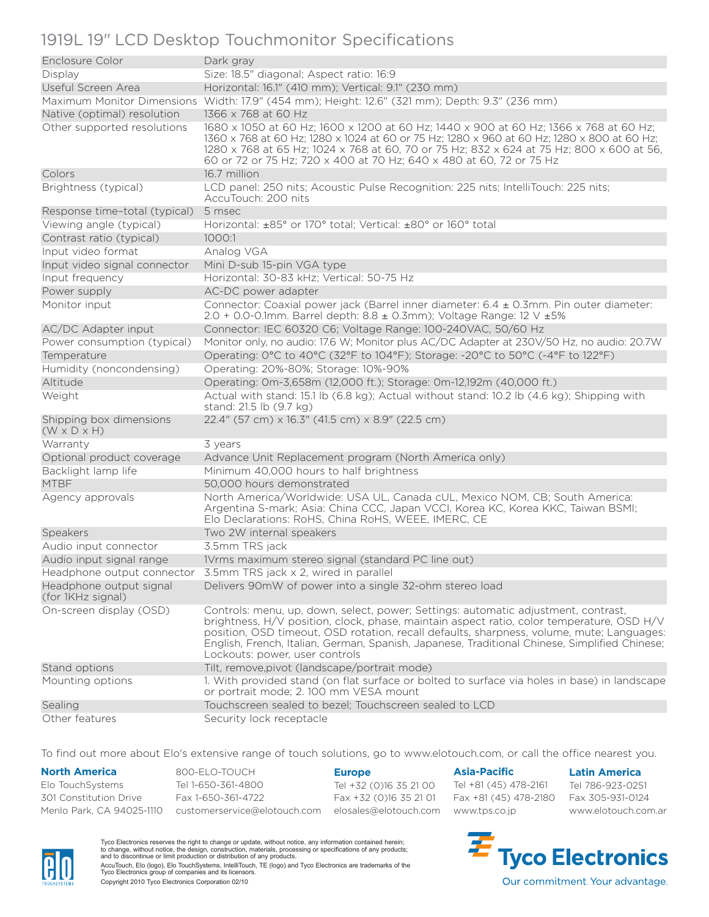# 1919L 19" LCD Desktop Touchmonitor Specifications

| | |
|---|---|
| Enclosure Color | Dark gray |
| Display | Size: 18.5" diagonal; Aspect ratio: 16:9 |
| Useful Screen Area | Horizontal: 16.1" (410 mm); Vertical: 9.1" (230 mm) |
| Maximum Monitor Dimensions | Width: 17.9" (454 mm); Height: 12.6" (321 mm); Depth: 9.3" (236 mm) |
| Native (optimal) resolution | 1366 x 768 at 60 Hz |
| Other supported resolutions | 1680 x 1050 at 60 Hz; 1600 x 1200 at 60 Hz; 1440 x 900 at 60 Hz; 1366 x 768 at 60 Hz; 1360 x 768 at 60 Hz; 1280 x 1024 at 60 or 75 Hz; 1280 x 960 at 60 Hz; 1280 x 800 at 60 Hz; 1280 x 768 at 65 Hz; 1024 x 768 at 60, 70 or 75 Hz; 832 x 624 at 75 Hz; 800 x 600 at 56, 60 or 72 or 75 Hz; 720 x 400 at 70 Hz; 640 x 480 at 60, 72 or 75 Hz |
| Colors | 16.7 million |
| Brightness (typical) | LCD panel: 250 nits; Acoustic Pulse Recognition: 225 nits; IntelliTouch: 225 nits; AccuTouch: 200 nits |
| Response time–total (typical) | 5 msec |
| Viewing angle (typical) | Horizontal: ±85° or 170° total; Vertical: ±80° or 160° total |
| Contrast ratio (typical) | 1000:1 |
| Input video format | Analog VGA |
| Input video signal connector | Mini D-sub 15-pin VGA type |
| Input frequency | Horizontal: 30-83 kHz; Vertical: 50-75 Hz |
| Power supply | AC-DC power adapter |
| Monitor input | Connector: Coaxial power jack (Barrel inner diameter: 6.4 ± 0.3mm. Pin outer diameter: 2.0 + 0.0-0.1mm. Barrel depth: 8.8 ± 0.3mm); Voltage Range: 12 V ±5% |
| AC/DC Adapter input | Connector: IEC 60320 C6; Voltage Range: 100-240VAC, 50/60 Hz |
| Power consumption (typical) | Monitor only, no audio: 17.6 W; Monitor plus AC/DC Adapter at 230V/50 Hz, no audio: 20.7W |
| Temperature | Operating: 0°C to 40°C (32°F to 104°F); Storage: -20°C to 50°C (-4°F to 122°F) |
| Humidity (noncondensing) | Operating: 20%-80%; Storage: 10%-90% |
| Altitude | Operating: 0m-3,658m (12,000 ft.); Storage: 0m-12,192m (40,000 ft.) |
| Weight | Actual with stand: 15.1 lb (6.8 kg); Actual without stand: 10.2 lb (4.6 kg); Shipping with stand: 21.5 lb (9.7 kg) |
| Shipping box dimensions (W x D x H) | 22.4" (57 cm) x 16.3" (41.5 cm) x 8.9" (22.5 cm) |
| Warranty | 3 years |
| Optional product coverage | Advance Unit Replacement program (North America only) |
| Backlight lamp life | Minimum 40,000 hours to half brightness |
| MTBF | 50,000 hours demonstrated |
| Agency approvals | North America/Worldwide: USA UL, Canada cUL, Mexico NOM, CB; South America: Argentina S-mark; Asia: China CCC, Japan VCCI, Korea KC, Korea KKC, Taiwan BSMI; Elo Declarations: RoHS, China RoHS, WEEE, IMERC, CE |
| Speakers | Two 2W internal speakers |
| Audio input connector | 3.5mm TRS jack |
| Audio input signal range | 1Vrms maximum stereo signal (standard PC line out) |
| Headphone output connector | 3.5mm TRS jack x 2, wired in parallel |
| Headphone output signal (for 1KHz signal) | Delivers 90mW of power into a single 32-ohm stereo load |
| On-screen display (OSD) | Controls: menu, up, down, select, power; Settings: automatic adjustment, contrast, brightness, H/V position, clock, phase, maintain aspect ratio, color temperature, OSD H/V position, OSD timeout, OSD rotation, recall defaults, sharpness, volume, mute; Languages: English, French, Italian, German, Spanish, Japanese, Traditional Chinese, Simplified Chinese; Lockouts: power, user controls |
| Stand options | Tilt, remove,pivot (landscape/portrait mode) |
| Mounting options | 1. With provided stand (on flat surface or bolted to surface via holes in base) in landscape or portrait mode; 2. 100 mm VESA mount |
| Sealing | Touchscreen sealed to bezel; Touchscreen sealed to LCD |
| Other features | Security lock receptacle |

To find out more about Elo's extensive range of touch solutions, go to www.elotouch.com, or call the office nearest you.

**North America**
Elo TouchSystems
301 Constitution Drive
Menlo Park, CA 94025-1110
800-ELO-TOUCH
Tel 1-650-361-4800
Fax 1-650-361-4722
customerservice@elotouch.com

**Europe**
Tel +32 (0)16 35 21 00
Fax +32 (0)16 35 21 01
elosales@elotouch.com

**Asia-Pacific**
Tel +81 (45) 478-2161
Fax +81 (45) 478-2180
www.tps.co.jp

**Latin America**
Tel 786-923-0251
Fax 305-931-0124
www.elotouch.com.ar

Tyco Electronics reserves the right to change or update, without notice, any information contained herein; to change, without notice, the design, construction, materials, processing or specifications of any products; and to discontinue or limit production or distribution of any products.
AccuTouch, Elo (logo), Elo TouchSystems, IntelliTouch, TE (logo) and Tyco Electronics are trademarks of the Tyco Electronics group of companies and its licensors.
Copyright 2010 Tyco Electronics Corporation 02/10

Tyco Electronics
Our commitment. Your advantage.